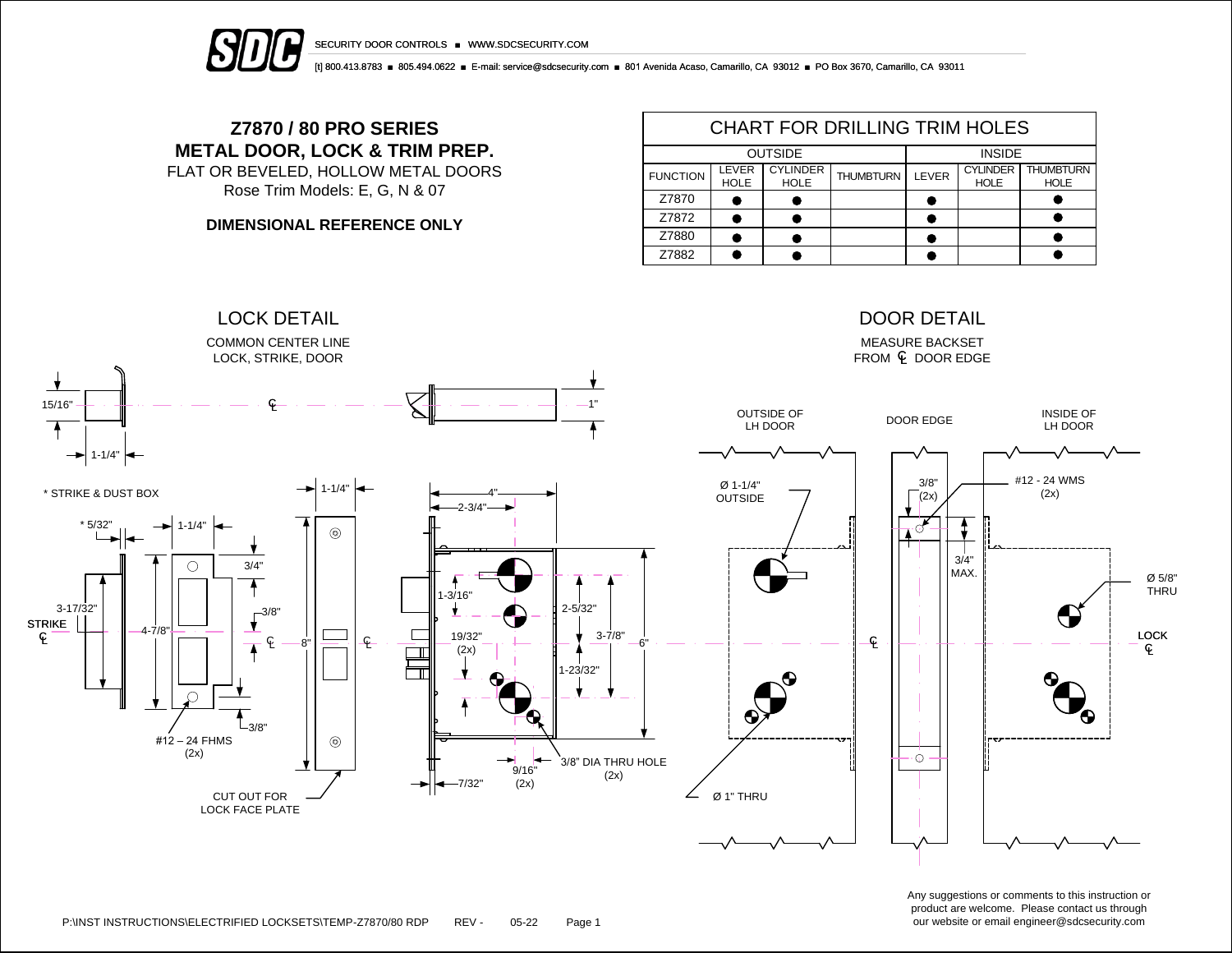SECURITY DOOR CONTROLS ■ WWW.SDCSECURITY.COM

[t] 800.413.8783 ■ 805.494.0622 ■ E-mail: service@sdcsecurity.com ■ 801 Avenida Acaso, Camarillo, CA 93012 ■ PO Box 3670, Camarillo, CA 93011

# Z7870 / 80 PRO SERIES
# METAL DOOR, LOCK & TRIM PREP.

FLAT OR BEVELED, HOLLOW METAL DOORS

Rose Trim Models: E, G, N & 07

**DIMENSIONAL REFERENCE ONLY**

## CHART FOR DRILLING TRIM HOLES

| | OUTSIDE | | | INSIDE | | |
|---|---|---|---|---|---|---|
| FUNCTION | LEVER HOLE | CYLINDER HOLE | THUMBTURN | LEVER | CYLINDER HOLE | THUMBTURN HOLE |
| Z7870 | ● | ● | | ● | | ● |
| Z7872 | ● | ● | | ● | | ● |
| Z7880 | ● | ● | | ● | | ● |
| Z7882 | ● | ● | | ● | | ● |

## LOCK DETAIL

COMMON CENTER LINE LOCK, STRIKE, DOOR

15/16" · 1-1/4" · ℄ · 1"

\* STRIKE & DUST BOX

\* 5/32" · 1-1/4" · 3/4" · 3-17/32" · 4-7/8" · 3/8" · STRIKE ℄ · ℄ · 3/8" · #12 – 24 FHMS (2x)

1-1/4" · 8" · ℄ · CUT OUT FOR LOCK FACE PLATE

4" · 2-3/4" · 1-3/16" · 2-5/32" · 19/32" (2x) · 3-7/8" · 6" · 1-23/32" · 9/16" (2x) · 7/32" · 3/8" DIA THRU HOLE (2x)

## DOOR DETAIL

MEASURE BACKSET FROM ℄ DOOR EDGE

OUTSIDE OF LH DOOR · DOOR EDGE · INSIDE OF LH DOOR

Ø 1-1/4" OUTSIDE · Ø 1" THRU · ℄

3/8" (2x) · 3/4" MAX. · #12 - 24 WMS (2x)

Ø 5/8" THRU · LOCK ℄

Any suggestions or comments to this instruction or product are welcome. Please contact us through our website or email engineer@sdcsecurity.com

P:\INST INSTRUCTIONS\ELECTRIFIED LOCKSETS\TEMP-Z7870/80 RDP REV - 05-22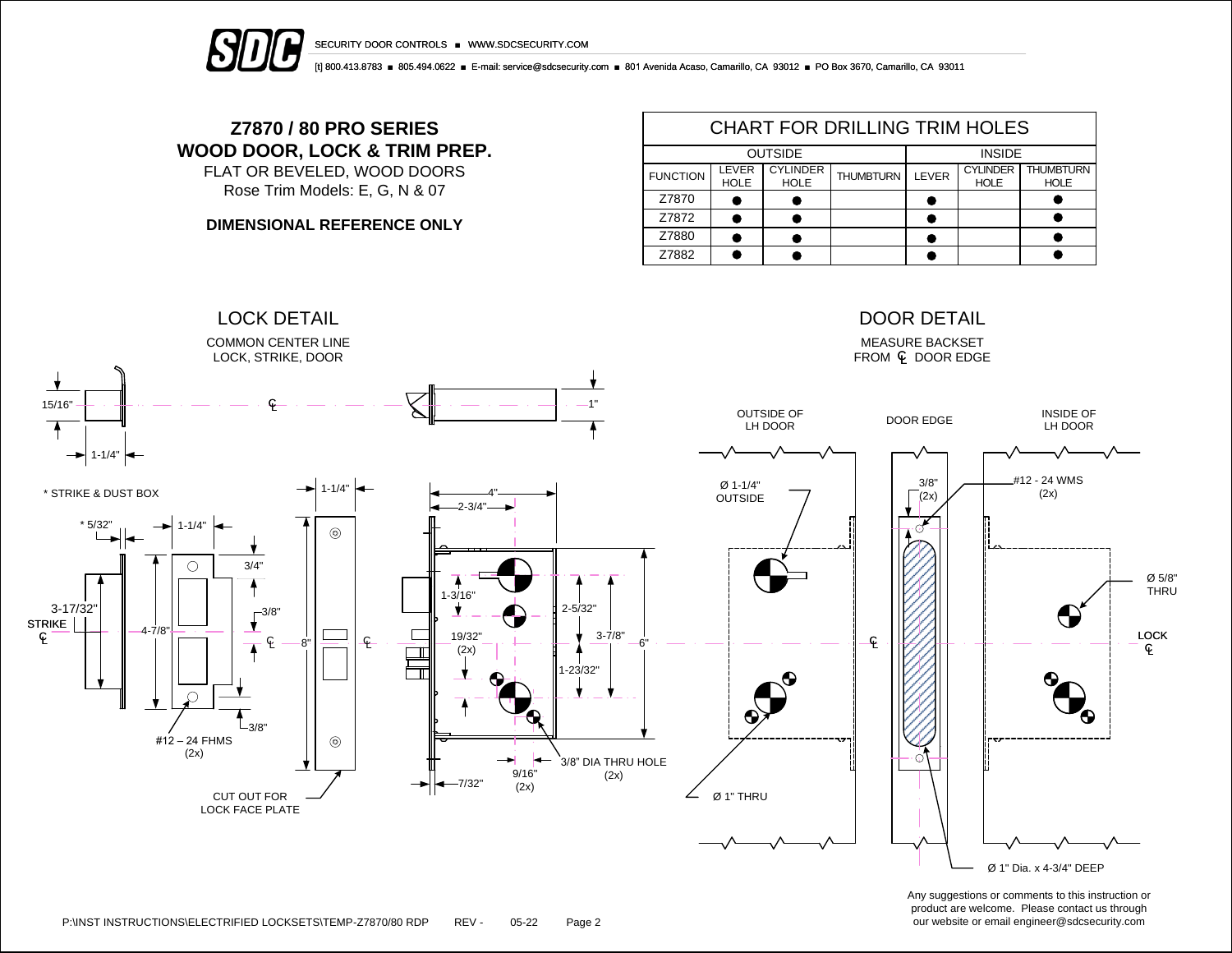SECURITY DOOR CONTROLS ■ WWW.SDCSECURITY.COM

[t] 800.413.8783 ■ 805.494.0622 ■ E-mail: service@sdcsecurity.com ■ 801 Avenida Acaso, Camarillo, CA 93012 ■ PO Box 3670, Camarillo, CA 93011

# Z7870 / 80 PRO SERIES
# WOOD DOOR, LOCK & TRIM PREP.

FLAT OR BEVELED, WOOD DOORS

Rose Trim Models: E, G, N & 07

**DIMENSIONAL REFERENCE ONLY**

## CHART FOR DRILLING TRIM HOLES

| | OUTSIDE | | | INSIDE | | |
|---|---|---|---|---|---|---|
| FUNCTION | LEVER HOLE | CYLINDER HOLE | THUMBTURN | LEVER | CYLINDER HOLE | THUMBTURN HOLE |
| Z7870 | ● | ● | | ● | | ● |
| Z7872 | ● | ● | | ● | | ● |
| Z7880 | ● | ● | | ● | | ● |
| Z7882 | ● | ● | | ● | | ● |

## LOCK DETAIL

COMMON CENTER LINE LOCK, STRIKE, DOOR

15/16"
1-1/4"
1"
℄

\* STRIKE & DUST BOX
\* 5/32"
1-1/4"
3/4"
3-17/32"
STRIKE ℄
4-7/8"
3/8"
℄
3/8"
#12 – 24 FHMS (2x)
1-1/4"
8"
℄
CUT OUT FOR LOCK FACE PLATE
4"
2-3/4"
1-3/16"
19/32" (2x)
2-5/32"
3-7/8"
6"
1-23/32"
3/8" DIA THRU HOLE (2x)
9/16" (2x)
7/32"

## DOOR DETAIL

MEASURE BACKSET FROM ℄ DOOR EDGE

OUTSIDE OF LH DOOR
DOOR EDGE
INSIDE OF LH DOOR
Ø 1-1/4" OUTSIDE
3/8" (2x)
#12 - 24 WMS (2x)
Ø 5/8" THRU
℄
LOCK ℄
Ø 1" THRU
Ø 1" Dia. x 4-3/4" DEEP

Any suggestions or comments to this instruction or product are welcome. Please contact us through our website or email engineer@sdcsecurity.com

P:\INST INSTRUCTIONS\ELECTRIFIED LOCKSETS\TEMP-Z7870/80 RDP REV - 05-22